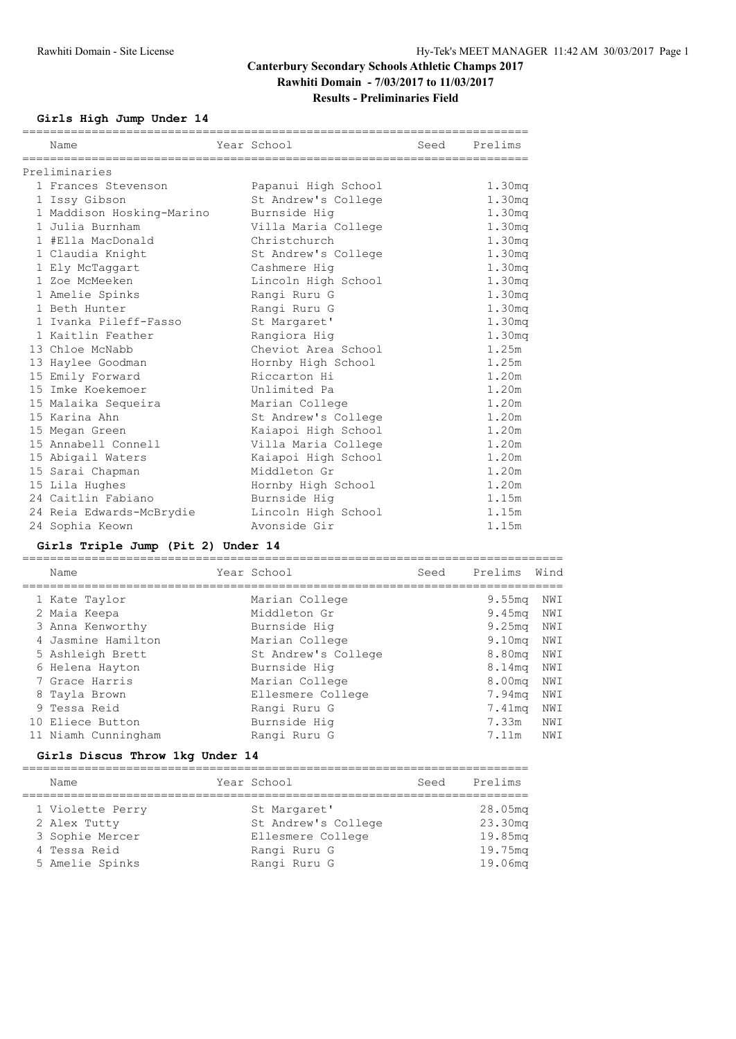# Canterbury Secondary Schools Athletic Champs 2017

## Rawhiti Domain - 7/03/2017 to 11/03/2017

## Results - Preliminaries Field

### Girls High Jump Under 14

| | Name | Year | School | Seed | Prelims |
|---|---|---|---|---|---|
| **Preliminaries** | | | | | |
| 1 | Frances Stevenson | | Papanui High School | | 1.30mq |
| 1 | Issy Gibson | | St Andrew's College | | 1.30mq |
| 1 | Maddison Hosking-Marino | | Burnside Hig | | 1.30mq |
| 1 | Julia Burnham | | Villa Maria College | | 1.30mq |
| 1 | #Ella MacDonald | | Christchurch | | 1.30mq |
| 1 | Claudia Knight | | St Andrew's College | | 1.30mq |
| 1 | Ely McTaggart | | Cashmere Hig | | 1.30mq |
| 1 | Zoe McMeeken | | Lincoln High School | | 1.30mq |
| 1 | Amelie Spinks | | Rangi Ruru G | | 1.30mq |
| 1 | Beth Hunter | | Rangi Ruru G | | 1.30mq |
| 1 | Ivanka Pileff-Fasso | | St Margaret' | | 1.30mq |
| 1 | Kaitlin Feather | | Rangiora Hig | | 1.30mq |
| 13 | Chloe McNabb | | Cheviot Area School | | 1.25m |
| 13 | Haylee Goodman | | Hornby High School | | 1.25m |
| 15 | Emily Forward | | Riccarton Hi | | 1.20m |
| 15 | Imke Koekemoer | | Unlimited Pa | | 1.20m |
| 15 | Malaika Sequeira | | Marian College | | 1.20m |
| 15 | Karina Ahn | | St Andrew's College | | 1.20m |
| 15 | Megan Green | | Kaiapoi High School | | 1.20m |
| 15 | Annabell Connell | | Villa Maria College | | 1.20m |
| 15 | Abigail Waters | | Kaiapoi High School | | 1.20m |
| 15 | Sarai Chapman | | Middleton Gr | | 1.20m |
| 15 | Lila Hughes | | Hornby High School | | 1.20m |
| 24 | Caitlin Fabiano | | Burnside Hig | | 1.15m |
| 24 | Reia Edwards-McBrydie | | Lincoln High School | | 1.15m |
| 24 | Sophia Keown | | Avonside Gir | | 1.15m |

### Girls Triple Jump (Pit 2) Under 14

| | Name | Year | School | Seed | Prelims | Wind |
|---|---|---|---|---|---|---|
| 1 | Kate Taylor | | Marian College | | 9.55mq | NWI |
| 2 | Maia Keepa | | Middleton Gr | | 9.45mq | NWI |
| 3 | Anna Kenworthy | | Burnside Hig | | 9.25mq | NWI |
| 4 | Jasmine Hamilton | | Marian College | | 9.10mq | NWI |
| 5 | Ashleigh Brett | | St Andrew's College | | 8.80mq | NWI |
| 6 | Helena Hayton | | Burnside Hig | | 8.14mq | NWI |
| 7 | Grace Harris | | Marian College | | 8.00mq | NWI |
| 8 | Tayla Brown | | Ellesmere College | | 7.94mq | NWI |
| 9 | Tessa Reid | | Rangi Ruru G | | 7.41mq | NWI |
| 10 | Eliece Button | | Burnside Hig | | 7.33m | NWI |
| 11 | Niamh Cunningham | | Rangi Ruru G | | 7.11m | NWI |

### Girls Discus Throw 1kg Under 14

| | Name | Year | School | Seed | Prelims |
|---|---|---|---|---|---|
| 1 | Violette Perry | | St Margaret' | | 28.05mq |
| 2 | Alex Tutty | | St Andrew's College | | 23.30mq |
| 3 | Sophie Mercer | | Ellesmere College | | 19.85mq |
| 4 | Tessa Reid | | Rangi Ruru G | | 19.75mq |
| 5 | Amelie Spinks | | Rangi Ruru G | | 19.06mq |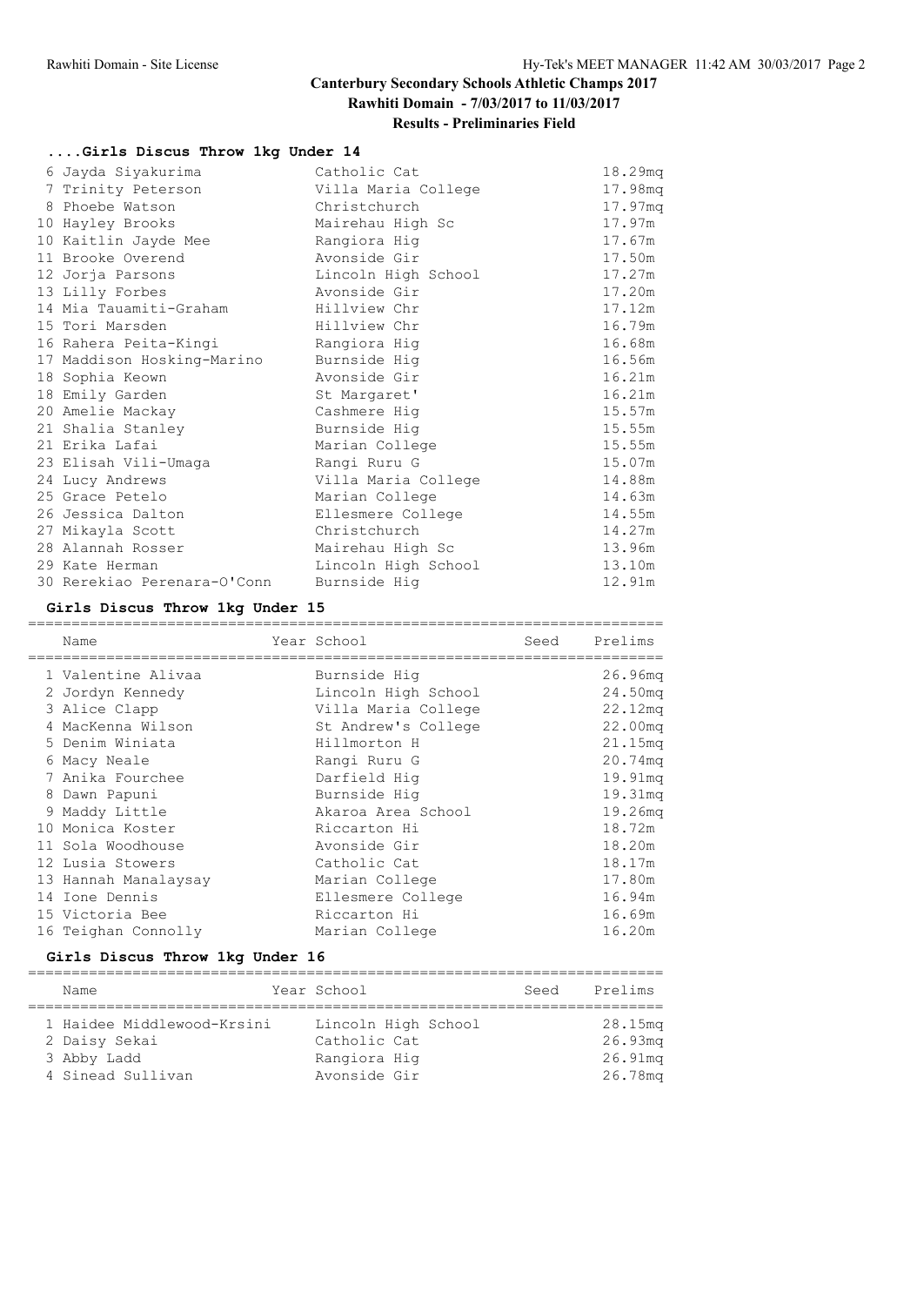## Canterbury Secondary Schools Athletic Champs 2017

**Rawhiti Domain - 7/03/2017 to 11/03/2017**

**Results - Preliminaries Field**

### ....Girls Discus Throw 1kg Under 14

| Place | Name | School | Prelims |
|---|---|---|---|
| 6 | Jayda Siyakurima | Catholic Cat | 18.29mq |
| 7 | Trinity Peterson | Villa Maria College | 17.98mq |
| 8 | Phoebe Watson | Christchurch | 17.97mq |
| 10 | Hayley Brooks | Mairehau High Sc | 17.97m |
| 10 | Kaitlin Jayde Mee | Rangiora Hig | 17.67m |
| 11 | Brooke Overend | Avonside Gir | 17.50m |
| 12 | Jorja Parsons | Lincoln High School | 17.27m |
| 13 | Lilly Forbes | Avonside Gir | 17.20m |
| 14 | Mia Tauamiti-Graham | Hillview Chr | 17.12m |
| 15 | Tori Marsden | Hillview Chr | 16.79m |
| 16 | Rahera Peita-Kingi | Rangiora Hig | 16.68m |
| 17 | Maddison Hosking-Marino | Burnside Hig | 16.56m |
| 18 | Sophia Keown | Avonside Gir | 16.21m |
| 18 | Emily Garden | St Margaret' | 16.21m |
| 20 | Amelie Mackay | Cashmere Hig | 15.57m |
| 21 | Shalia Stanley | Burnside Hig | 15.55m |
| 21 | Erika Lafai | Marian College | 15.55m |
| 23 | Elisah Vili-Umaga | Rangi Ruru G | 15.07m |
| 24 | Lucy Andrews | Villa Maria College | 14.88m |
| 25 | Grace Petelo | Marian College | 14.63m |
| 26 | Jessica Dalton | Ellesmere College | 14.55m |
| 27 | Mikayla Scott | Christchurch | 14.27m |
| 28 | Alannah Rosser | Mairehau High Sc | 13.96m |
| 29 | Kate Herman | Lincoln High School | 13.10m |
| 30 | Rerekiao Perenara-O'Conn | Burnside Hig | 12.91m |

### Girls Discus Throw 1kg Under 15

| Place | Name | Year | School | Seed | Prelims |
|---|---|---|---|---|---|
| 1 | Valentine Alivaa | | Burnside Hig | | 26.96mq |
| 2 | Jordyn Kennedy | | Lincoln High School | | 24.50mq |
| 3 | Alice Clapp | | Villa Maria College | | 22.12mq |
| 4 | MacKenna Wilson | | St Andrew's College | | 22.00mq |
| 5 | Denim Winiata | | Hillmorton H | | 21.15mq |
| 6 | Macy Neale | | Rangi Ruru G | | 20.74mq |
| 7 | Anika Fourchee | | Darfield Hig | | 19.91mq |
| 8 | Dawn Papuni | | Burnside Hig | | 19.31mq |
| 9 | Maddy Little | | Akaroa Area School | | 19.26mq |
| 10 | Monica Koster | | Riccarton Hi | | 18.72m |
| 11 | Sola Woodhouse | | Avonside Gir | | 18.20m |
| 12 | Lusia Stowers | | Catholic Cat | | 18.17m |
| 13 | Hannah Manalaysay | | Marian College | | 17.80m |
| 14 | Ione Dennis | | Ellesmere College | | 16.94m |
| 15 | Victoria Bee | | Riccarton Hi | | 16.69m |
| 16 | Teighan Connolly | | Marian College | | 16.20m |

### Girls Discus Throw 1kg Under 16

| Place | Name | Year | School | Seed | Prelims |
|---|---|---|---|---|---|
| 1 | Haidee Middlewood-Krsini | | Lincoln High School | | 28.15mq |
| 2 | Daisy Sekai | | Catholic Cat | | 26.93mq |
| 3 | Abby Ladd | | Rangiora Hig | | 26.91mq |
| 4 | Sinead Sullivan | | Avonside Gir | | 26.78mq |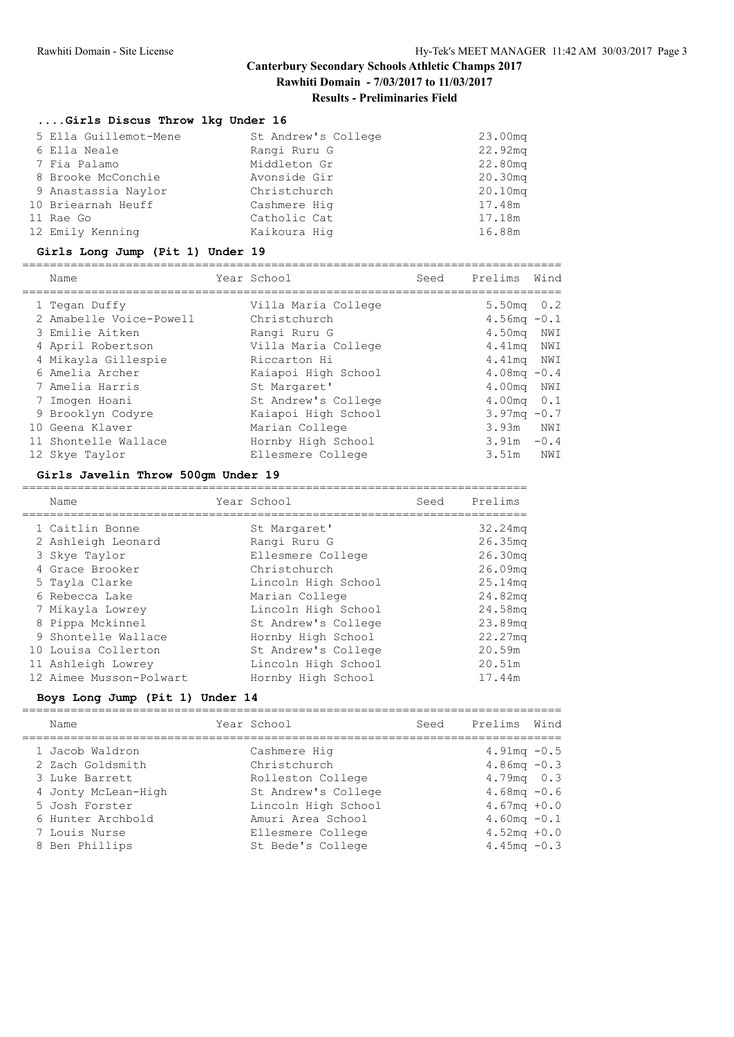# Canterbury Secondary Schools Athletic Champs 2017

**Rawhiti Domain - 7/03/2017 to 11/03/2017**

**Results - Preliminaries Field**

### ....Girls Discus Throw 1kg Under 16

| Name | School | Prelims |
|---|---|---|
| 5 Ella Guillemot-Mene | St Andrew's College | 23.00mq |
| 6 Ella Neale | Rangi Ruru G | 22.92mq |
| 7 Fia Palamo | Middleton Gr | 22.80mq |
| 8 Brooke McConchie | Avonside Gir | 20.30mq |
| 9 Anastassia Naylor | Christchurch | 20.10mq |
| 10 Briearnah Heuff | Cashmere Hig | 17.48m |
| 11 Rae Go | Catholic Cat | 17.18m |
| 12 Emily Kenning | Kaikoura Hig | 16.88m |

### Girls Long Jump (Pit 1) Under 19

| Name | Year School | Seed | Prelims | Wind |
|---|---|---|---|---|
| 1 Tegan Duffy | Villa Maria College | | 5.50mq | 0.2 |
| 2 Amabelle Voice-Powell | Christchurch | | 4.56mq | -0.1 |
| 3 Emilie Aitken | Rangi Ruru G | | 4.50mq | NWI |
| 4 April Robertson | Villa Maria College | | 4.41mq | NWI |
| 4 Mikayla Gillespie | Riccarton Hi | | 4.41mq | NWI |
| 6 Amelia Archer | Kaiapoi High School | | 4.08mq | -0.4 |
| 7 Amelia Harris | St Margaret' | | 4.00mq | NWI |
| 7 Imogen Hoani | St Andrew's College | | 4.00mq | 0.1 |
| 9 Brooklyn Codyre | Kaiapoi High School | | 3.97mq | -0.7 |
| 10 Geena Klaver | Marian College | | 3.93m | NWI |
| 11 Shontelle Wallace | Hornby High School | | 3.91m | -0.4 |
| 12 Skye Taylor | Ellesmere College | | 3.51m | NWI |

### Girls Javelin Throw 500gm Under 19

| Name | Year School | Seed | Prelims |
|---|---|---|---|
| 1 Caitlin Bonne | St Margaret' | | 32.24mq |
| 2 Ashleigh Leonard | Rangi Ruru G | | 26.35mq |
| 3 Skye Taylor | Ellesmere College | | 26.30mq |
| 4 Grace Brooker | Christchurch | | 26.09mq |
| 5 Tayla Clarke | Lincoln High School | | 25.14mq |
| 6 Rebecca Lake | Marian College | | 24.82mq |
| 7 Mikayla Lowrey | Lincoln High School | | 24.58mq |
| 8 Pippa Mckinnel | St Andrew's College | | 23.89mq |
| 9 Shontelle Wallace | Hornby High School | | 22.27mq |
| 10 Louisa Collerton | St Andrew's College | | 20.59m |
| 11 Ashleigh Lowrey | Lincoln High School | | 20.51m |
| 12 Aimee Musson-Polwart | Hornby High School | | 17.44m |

### Boys Long Jump (Pit 1) Under 14

| Name | Year School | Seed | Prelims | Wind |
|---|---|---|---|---|
| 1 Jacob Waldron | Cashmere Hig | | 4.91mq | -0.5 |
| 2 Zach Goldsmith | Christchurch | | 4.86mq | -0.3 |
| 3 Luke Barrett | Rolleston College | | 4.79mq | 0.3 |
| 4 Jonty McLean-High | St Andrew's College | | 4.68mq | -0.6 |
| 5 Josh Forster | Lincoln High School | | 4.67mq | +0.0 |
| 6 Hunter Archbold | Amuri Area School | | 4.60mq | -0.1 |
| 7 Louis Nurse | Ellesmere College | | 4.52mq | +0.0 |
| 8 Ben Phillips | St Bede's College | | 4.45mq | -0.3 |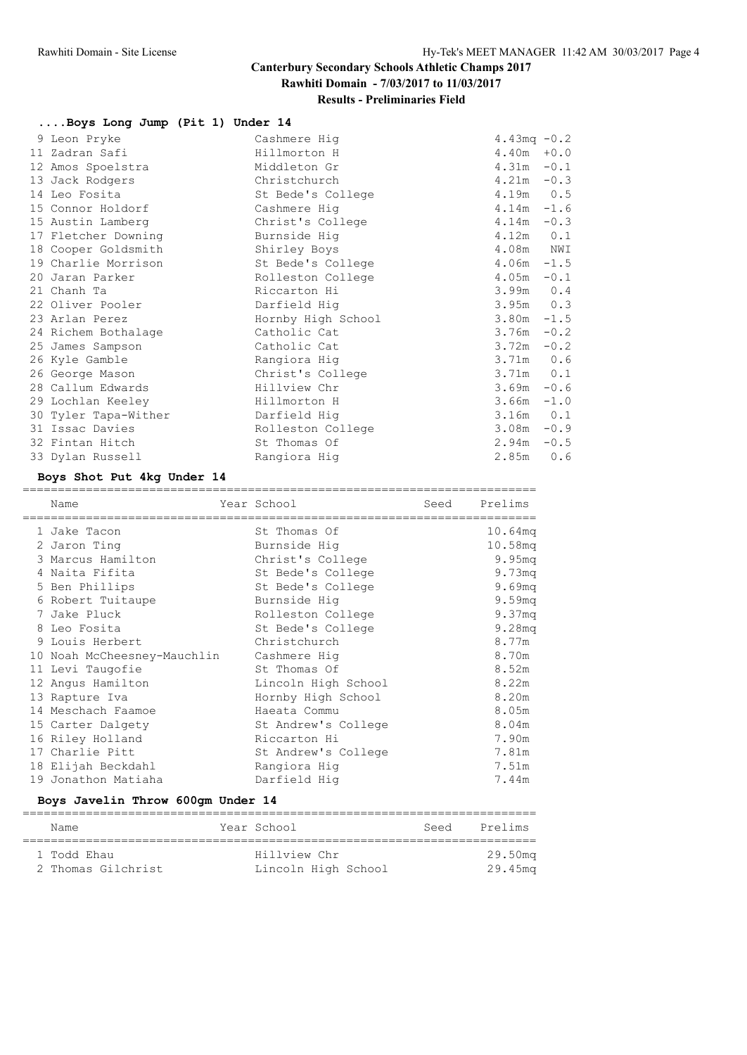# Canterbury Secondary Schools Athletic Champs 2017

**Rawhiti Domain - 7/03/2017 to 11/03/2017**

**Results - Preliminaries Field**

### ....Boys Long Jump (Pit 1) Under 14

| Place | Name | School | Prelims | Wind |
|---|---|---|---|---|
| 9 | Leon Pryke | Cashmere Hig | 4.43mq | -0.2 |
| 11 | Zadran Safi | Hillmorton H | 4.40m | +0.0 |
| 12 | Amos Spoelstra | Middleton Gr | 4.31m | -0.1 |
| 13 | Jack Rodgers | Christchurch | 4.21m | -0.3 |
| 14 | Leo Fosita | St Bede's College | 4.19m | 0.5 |
| 15 | Connor Holdorf | Cashmere Hig | 4.14m | -1.6 |
| 15 | Austin Lamberg | Christ's College | 4.14m | -0.3 |
| 17 | Fletcher Downing | Burnside Hig | 4.12m | 0.1 |
| 18 | Cooper Goldsmith | Shirley Boys | 4.08m | NWI |
| 19 | Charlie Morrison | St Bede's College | 4.06m | -1.5 |
| 20 | Jaran Parker | Rolleston College | 4.05m | -0.1 |
| 21 | Chanh Ta | Riccarton Hi | 3.99m | 0.4 |
| 22 | Oliver Pooler | Darfield Hig | 3.95m | 0.3 |
| 23 | Arlan Perez | Hornby High School | 3.80m | -1.5 |
| 24 | Richem Bothalage | Catholic Cat | 3.76m | -0.2 |
| 25 | James Sampson | Catholic Cat | 3.72m | -0.2 |
| 26 | Kyle Gamble | Rangiora Hig | 3.71m | 0.6 |
| 26 | George Mason | Christ's College | 3.71m | 0.1 |
| 28 | Callum Edwards | Hillview Chr | 3.69m | -0.6 |
| 29 | Lochlan Keeley | Hillmorton H | 3.66m | -1.0 |
| 30 | Tyler Tapa-Wither | Darfield Hig | 3.16m | 0.1 |
| 31 | Issac Davies | Rolleston College | 3.08m | -0.9 |
| 32 | Fintan Hitch | St Thomas Of | 2.94m | -0.5 |
| 33 | Dylan Russell | Rangiora Hig | 2.85m | 0.6 |

### Boys Shot Put 4kg Under 14

| | Name | Year | School | Seed | Prelims |
|---|---|---|---|---|---|
| 1 | Jake Tacon | | St Thomas Of | | 10.64mq |
| 2 | Jaron Ting | | Burnside Hig | | 10.58mq |
| 3 | Marcus Hamilton | | Christ's College | | 9.95mq |
| 4 | Naita Fifita | | St Bede's College | | 9.73mq |
| 5 | Ben Phillips | | St Bede's College | | 9.69mq |
| 6 | Robert Tuitaupe | | Burnside Hig | | 9.59mq |
| 7 | Jake Pluck | | Rolleston College | | 9.37mq |
| 8 | Leo Fosita | | St Bede's College | | 9.28mq |
| 9 | Louis Herbert | | Christchurch | | 8.77m |
| 10 | Noah McCheesney-Mauchlin | | Cashmere Hig | | 8.70m |
| 11 | Levi Taugofie | | St Thomas Of | | 8.52m |
| 12 | Angus Hamilton | | Lincoln High School | | 8.22m |
| 13 | Rapture Iva | | Hornby High School | | 8.20m |
| 14 | Meschach Faamoe | | Haeata Commu | | 8.05m |
| 15 | Carter Dalgety | | St Andrew's College | | 8.04m |
| 16 | Riley Holland | | Riccarton Hi | | 7.90m |
| 17 | Charlie Pitt | | St Andrew's College | | 7.81m |
| 18 | Elijah Beckdahl | | Rangiora Hig | | 7.51m |
| 19 | Jonathon Matiaha | | Darfield Hig | | 7.44m |

### Boys Javelin Throw 600gm Under 14

| | Name | Year | School | Seed | Prelims |
|---|---|---|---|---|---|
| 1 | Todd Ehau | | Hillview Chr | | 29.50mq |
| 2 | Thomas Gilchrist | | Lincoln High School | | 29.45mq |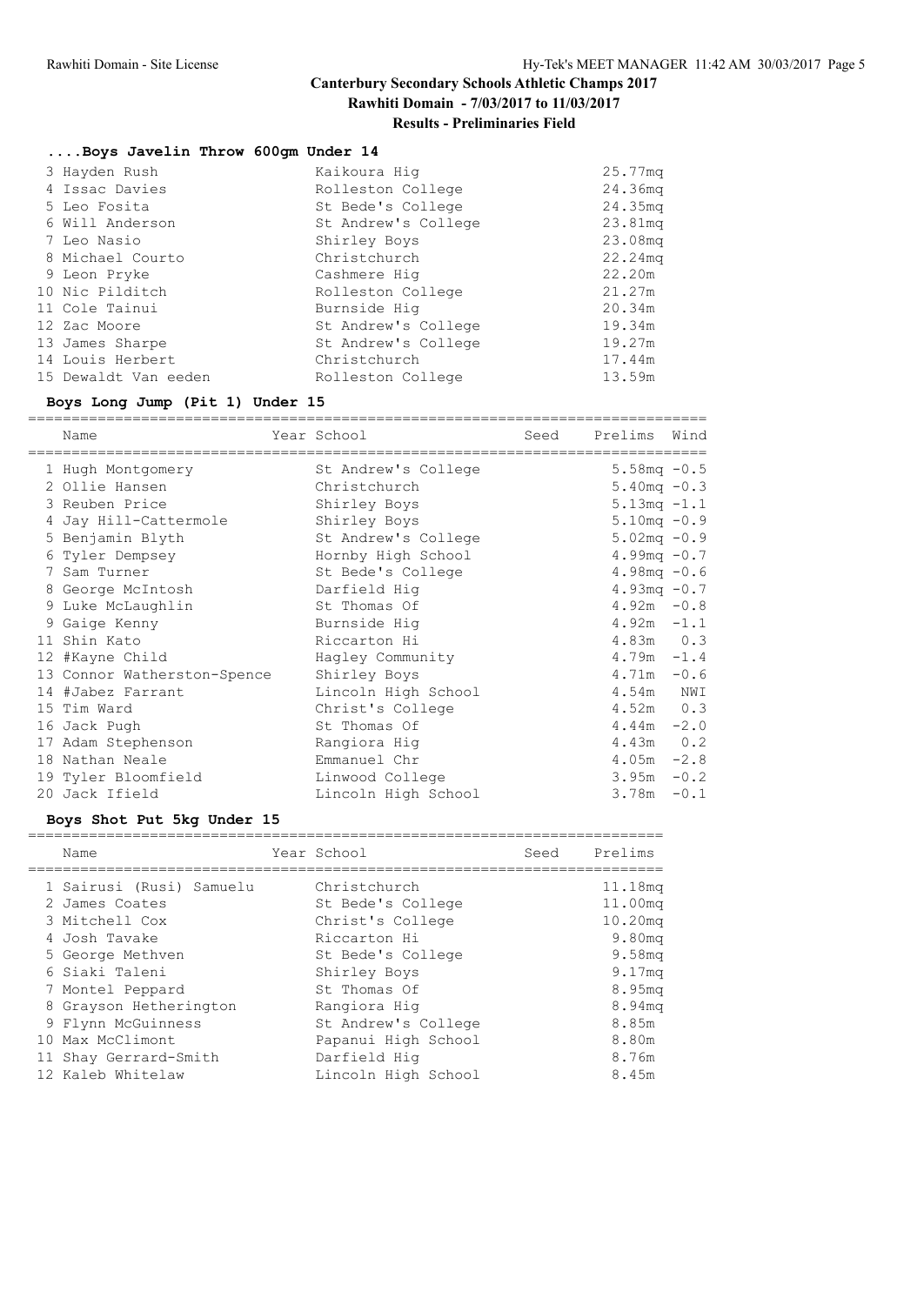# Canterbury Secondary Schools Athletic Champs 2017

**Rawhiti Domain - 7/03/2017 to 11/03/2017**

**Results - Preliminaries Field**

### ....Boys Javelin Throw 600gm Under 14

| | Name | School | Prelims |
|---|---|---|---|
| 3 | Hayden Rush | Kaikoura Hig | 25.77mq |
| 4 | Issac Davies | Rolleston College | 24.36mq |
| 5 | Leo Fosita | St Bede's College | 24.35mq |
| 6 | Will Anderson | St Andrew's College | 23.81mq |
| 7 | Leo Nasio | Shirley Boys | 23.08mq |
| 8 | Michael Courto | Christchurch | 22.24mq |
| 9 | Leon Pryke | Cashmere Hig | 22.20m |
| 10 | Nic Pilditch | Rolleston College | 21.27m |
| 11 | Cole Tainui | Burnside Hig | 20.34m |
| 12 | Zac Moore | St Andrew's College | 19.34m |
| 13 | James Sharpe | St Andrew's College | 19.27m |
| 14 | Louis Herbert | Christchurch | 17.44m |
| 15 | Dewaldt Van eeden | Rolleston College | 13.59m |

### Boys Long Jump (Pit 1) Under 15

| | Name | Year | School | Seed | Prelims | Wind |
|---|---|---|---|---|---|---|
| 1 | Hugh Montgomery | | St Andrew's College | | 5.58mq | -0.5 |
| 2 | Ollie Hansen | | Christchurch | | 5.40mq | -0.3 |
| 3 | Reuben Price | | Shirley Boys | | 5.13mq | -1.1 |
| 4 | Jay Hill-Cattermole | | Shirley Boys | | 5.10mq | -0.9 |
| 5 | Benjamin Blyth | | St Andrew's College | | 5.02mq | -0.9 |
| 6 | Tyler Dempsey | | Hornby High School | | 4.99mq | -0.7 |
| 7 | Sam Turner | | St Bede's College | | 4.98mq | -0.6 |
| 8 | George McIntosh | | Darfield Hig | | 4.93mq | -0.7 |
| 9 | Luke McLaughlin | | St Thomas Of | | 4.92m | -0.8 |
| 9 | Gaige Kenny | | Burnside Hig | | 4.92m | -1.1 |
| 11 | Shin Kato | | Riccarton Hi | | 4.83m | 0.3 |
| 12 | #Kayne Child | | Hagley Community | | 4.79m | -1.4 |
| 13 | Connor Watherston-Spence | | Shirley Boys | | 4.71m | -0.6 |
| 14 | #Jabez Farrant | | Lincoln High School | | 4.54m | NWI |
| 15 | Tim Ward | | Christ's College | | 4.52m | 0.3 |
| 16 | Jack Pugh | | St Thomas Of | | 4.44m | -2.0 |
| 17 | Adam Stephenson | | Rangiora Hig | | 4.43m | 0.2 |
| 18 | Nathan Neale | | Emmanuel Chr | | 4.05m | -2.8 |
| 19 | Tyler Bloomfield | | Linwood College | | 3.95m | -0.2 |
| 20 | Jack Ifield | | Lincoln High School | | 3.78m | -0.1 |

### Boys Shot Put 5kg Under 15

| | Name | Year | School | Seed | Prelims |
|---|---|---|---|---|---|
| 1 | Sairusi (Rusi) Samuelu | | Christchurch | | 11.18mq |
| 2 | James Coates | | St Bede's College | | 11.00mq |
| 3 | Mitchell Cox | | Christ's College | | 10.20mq |
| 4 | Josh Tavake | | Riccarton Hi | | 9.80mq |
| 5 | George Methven | | St Bede's College | | 9.58mq |
| 6 | Siaki Taleni | | Shirley Boys | | 9.17mq |
| 7 | Montel Peppard | | St Thomas Of | | 8.95mq |
| 8 | Grayson Hetherington | | Rangiora Hig | | 8.94mq |
| 9 | Flynn McGuinness | | St Andrew's College | | 8.85m |
| 10 | Max McClimont | | Papanui High School | | 8.80m |
| 11 | Shay Gerrard-Smith | | Darfield Hig | | 8.76m |
| 12 | Kaleb Whitelaw | | Lincoln High School | | 8.45m |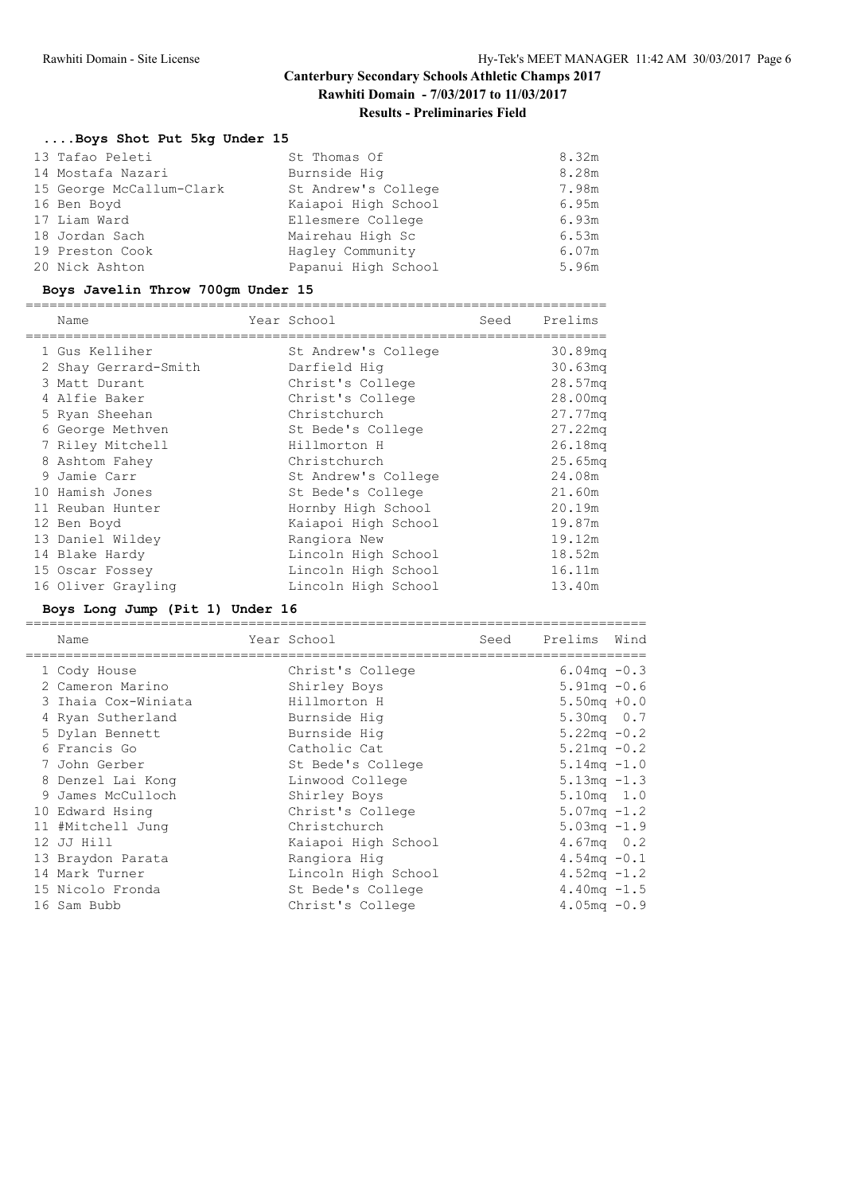# Canterbury Secondary Schools Athletic Champs 2017

**Rawhiti Domain - 7/03/2017 to 11/03/2017**

**Results - Preliminaries Field**

### ....Boys Shot Put 5kg Under 15

| Name | Year School | Seed | Prelims |
|---|---|---|---|
| 13 Tafao Peleti | St Thomas Of | | 8.32m |
| 14 Mostafa Nazari | Burnside Hig | | 8.28m |
| 15 George McCallum-Clark | St Andrew's College | | 7.98m |
| 16 Ben Boyd | Kaiapoi High School | | 6.95m |
| 17 Liam Ward | Ellesmere College | | 6.93m |
| 18 Jordan Sach | Mairehau High Sc | | 6.53m |
| 19 Preston Cook | Hagley Community | | 6.07m |
| 20 Nick Ashton | Papanui High School | | 5.96m |

### Boys Javelin Throw 700gm Under 15

| Name | Year School | Seed | Prelims |
|---|---|---|---|
| 1 Gus Kelliher | St Andrew's College | | 30.89mq |
| 2 Shay Gerrard-Smith | Darfield Hig | | 30.63mq |
| 3 Matt Durant | Christ's College | | 28.57mq |
| 4 Alfie Baker | Christ's College | | 28.00mq |
| 5 Ryan Sheehan | Christchurch | | 27.77mq |
| 6 George Methven | St Bede's College | | 27.22mq |
| 7 Riley Mitchell | Hillmorton H | | 26.18mq |
| 8 Ashtom Fahey | Christchurch | | 25.65mq |
| 9 Jamie Carr | St Andrew's College | | 24.08m |
| 10 Hamish Jones | St Bede's College | | 21.60m |
| 11 Reuban Hunter | Hornby High School | | 20.19m |
| 12 Ben Boyd | Kaiapoi High School | | 19.87m |
| 13 Daniel Wildey | Rangiora New | | 19.12m |
| 14 Blake Hardy | Lincoln High School | | 18.52m |
| 15 Oscar Fossey | Lincoln High School | | 16.11m |
| 16 Oliver Grayling | Lincoln High School | | 13.40m |

### Boys Long Jump (Pit 1) Under 16

| Name | Year School | Seed | Prelims | Wind |
|---|---|---|---|---|
| 1 Cody House | Christ's College | | 6.04mq | -0.3 |
| 2 Cameron Marino | Shirley Boys | | 5.91mq | -0.6 |
| 3 Ihaia Cox-Winiata | Hillmorton H | | 5.50mq | +0.0 |
| 4 Ryan Sutherland | Burnside Hig | | 5.30mq | 0.7 |
| 5 Dylan Bennett | Burnside Hig | | 5.22mq | -0.2 |
| 6 Francis Go | Catholic Cat | | 5.21mq | -0.2 |
| 7 John Gerber | St Bede's College | | 5.14mq | -1.0 |
| 8 Denzel Lai Kong | Linwood College | | 5.13mq | -1.3 |
| 9 James McCulloch | Shirley Boys | | 5.10mq | 1.0 |
| 10 Edward Hsing | Christ's College | | 5.07mq | -1.2 |
| 11 #Mitchell Jung | Christchurch | | 5.03mq | -1.9 |
| 12 JJ Hill | Kaiapoi High School | | 4.67mq | 0.2 |
| 13 Braydon Parata | Rangiora Hig | | 4.54mq | -0.1 |
| 14 Mark Turner | Lincoln High School | | 4.52mq | -1.2 |
| 15 Nicolo Fronda | St Bede's College | | 4.40mq | -1.5 |
| 16 Sam Bubb | Christ's College | | 4.05mq | -0.9 |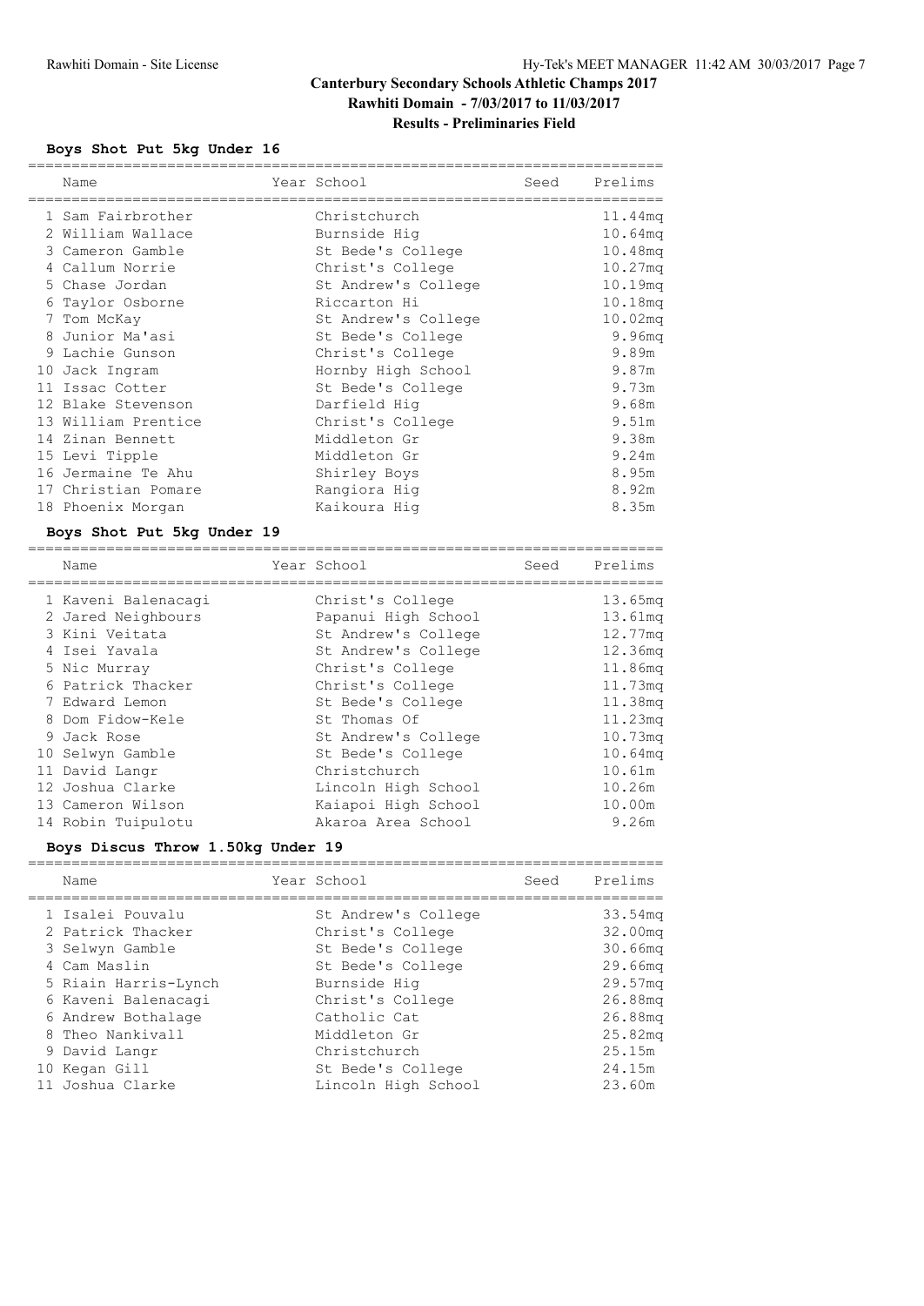# Canterbury Secondary Schools Athletic Champs 2017

**Rawhiti Domain - 7/03/2017 to 11/03/2017**

**Results - Preliminaries Field**

### Boys Shot Put 5kg Under 16

| | Name | Year | School | Seed | Prelims |
|---|---|---|---|---|---|
| 1 | Sam Fairbrother | | Christchurch | | 11.44mq |
| 2 | William Wallace | | Burnside Hig | | 10.64mq |
| 3 | Cameron Gamble | | St Bede's College | | 10.48mq |
| 4 | Callum Norrie | | Christ's College | | 10.27mq |
| 5 | Chase Jordan | | St Andrew's College | | 10.19mq |
| 6 | Taylor Osborne | | Riccarton Hi | | 10.18mq |
| 7 | Tom McKay | | St Andrew's College | | 10.02mq |
| 8 | Junior Ma'asi | | St Bede's College | | 9.96mq |
| 9 | Lachie Gunson | | Christ's College | | 9.89m |
| 10 | Jack Ingram | | Hornby High School | | 9.87m |
| 11 | Issac Cotter | | St Bede's College | | 9.73m |
| 12 | Blake Stevenson | | Darfield Hig | | 9.68m |
| 13 | William Prentice | | Christ's College | | 9.51m |
| 14 | Zinan Bennett | | Middleton Gr | | 9.38m |
| 15 | Levi Tipple | | Middleton Gr | | 9.24m |
| 16 | Jermaine Te Ahu | | Shirley Boys | | 8.95m |
| 17 | Christian Pomare | | Rangiora Hig | | 8.92m |
| 18 | Phoenix Morgan | | Kaikoura Hig | | 8.35m |

### Boys Shot Put 5kg Under 19

| | Name | Year | School | Seed | Prelims |
|---|---|---|---|---|---|
| 1 | Kaveni Balenacagi | | Christ's College | | 13.65mq |
| 2 | Jared Neighbours | | Papanui High School | | 13.61mq |
| 3 | Kini Veitata | | St Andrew's College | | 12.77mq |
| 4 | Isei Yavala | | St Andrew's College | | 12.36mq |
| 5 | Nic Murray | | Christ's College | | 11.86mq |
| 6 | Patrick Thacker | | Christ's College | | 11.73mq |
| 7 | Edward Lemon | | St Bede's College | | 11.38mq |
| 8 | Dom Fidow-Kele | | St Thomas Of | | 11.23mq |
| 9 | Jack Rose | | St Andrew's College | | 10.73mq |
| 10 | Selwyn Gamble | | St Bede's College | | 10.64mq |
| 11 | David Langr | | Christchurch | | 10.61m |
| 12 | Joshua Clarke | | Lincoln High School | | 10.26m |
| 13 | Cameron Wilson | | Kaiapoi High School | | 10.00m |
| 14 | Robin Tuipulotu | | Akaroa Area School | | 9.26m |

### Boys Discus Throw 1.50kg Under 19

| | Name | Year | School | Seed | Prelims |
|---|---|---|---|---|---|
| 1 | Isalei Pouvalu | | St Andrew's College | | 33.54mq |
| 2 | Patrick Thacker | | Christ's College | | 32.00mq |
| 3 | Selwyn Gamble | | St Bede's College | | 30.66mq |
| 4 | Cam Maslin | | St Bede's College | | 29.66mq |
| 5 | Riain Harris-Lynch | | Burnside Hig | | 29.57mq |
| 6 | Kaveni Balenacagi | | Christ's College | | 26.88mq |
| 6 | Andrew Bothalage | | Catholic Cat | | 26.88mq |
| 8 | Theo Nankivall | | Middleton Gr | | 25.82mq |
| 9 | David Langr | | Christchurch | | 25.15m |
| 10 | Kegan Gill | | St Bede's College | | 24.15m |
| 11 | Joshua Clarke | | Lincoln High School | | 23.60m |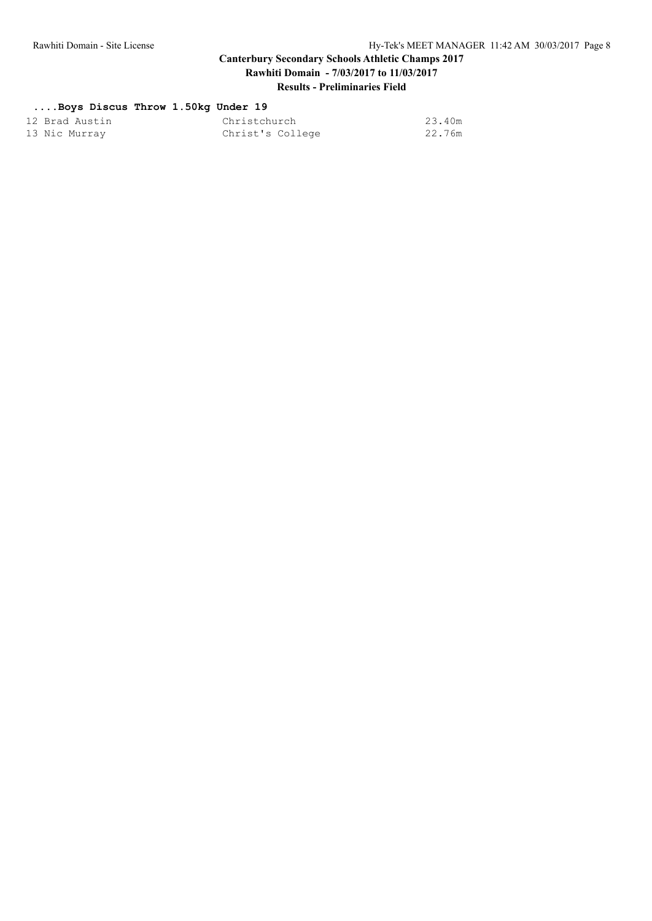## ....Boys Discus Throw 1.50kg Under 19

| | | | |
|---|---|---|---|
| 12 | Brad Austin | Christchurch | 23.40m |
| 13 | Nic Murray | Christ's College | 22.76m |